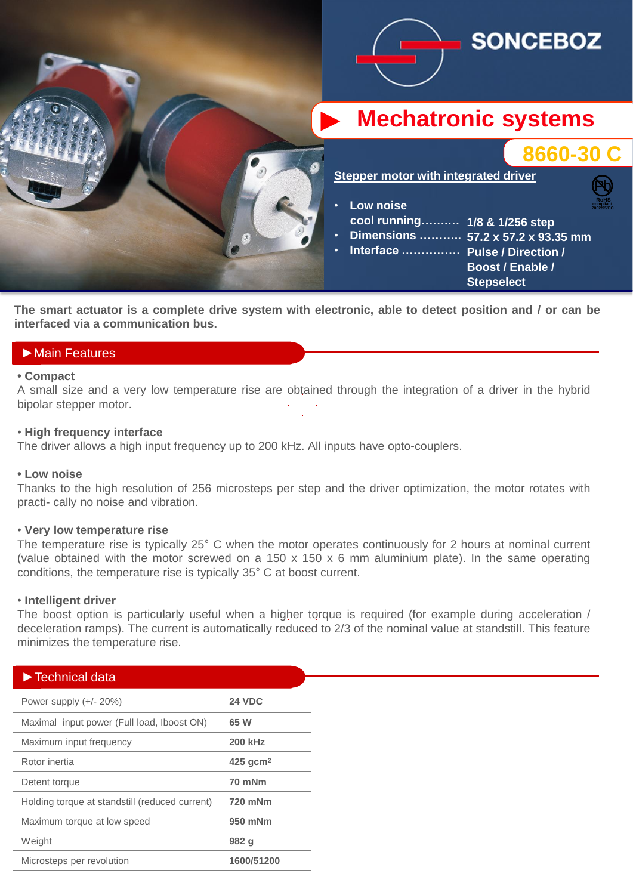SONCEBOZ

# Mechatronic systems

## 8660-30 C

**Stepper motor with integrated driver**

- **Low noise cool running** .......... **1/8 & 1/256 step**
- **Dimensions** ........... **57.2 x 57.2 x 93.35 mm**
- **Interface** ............... **Pulse / Direction / Boost / Enable / Stepselect**

RoHS compliant 2002/95/EC

**The smart actuator is a complete drive system with electronic, able to detect position and / or can be interfaced via a communication bus.**

## ►Main Features

**• Compact**

A small size and a very low temperature rise are obtained through the integration of a driver in the hybrid bipolar stepper motor.

**• High frequency interface**

The driver allows a high input frequency up to 200 kHz. All inputs have opto-couplers.

**• Low noise**

Thanks to the high resolution of 256 microsteps per step and the driver optimization, the motor rotates with practi- cally no noise and vibration.

**• Very low temperature rise**

The temperature rise is typically 25° C when the motor operates continuously for 2 hours at nominal current (value obtained with the motor screwed on a 150 x 150 x 6 mm aluminium plate). In the same operating conditions, the temperature rise is typically 35° C at boost current.

**• Intelligent driver**

The boost option is particularly useful when a higher torque is required (for example during acceleration / deceleration ramps). The current is automatically reduced to 2/3 of the nominal value at standstill. This feature minimizes the temperature rise.

## ►Technical data

| | |
|---|---|
| Power supply (+/- 20%) | **24 VDC** |
| Maximal input power (Full load, Iboost ON) | **65 W** |
| Maximum input frequency | **200 kHz** |
| Rotor inertia | **425 gcm²** |
| Detent torque | **70 mNm** |
| Holding torque at standstill (reduced current) | **720 mNm** |
| Maximum torque at low speed | **950 mNm** |
| Weight | **982 g** |
| Microsteps per revolution | **1600/51200** |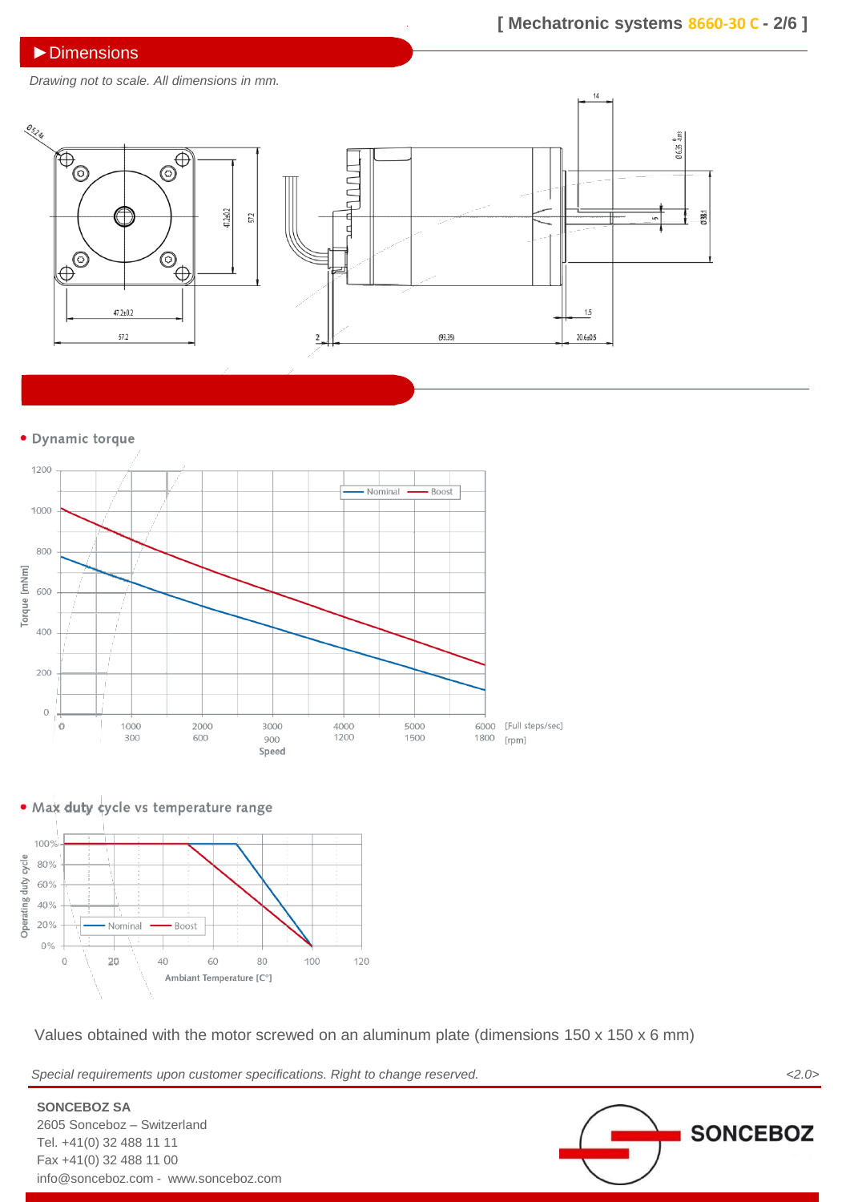## ►Dimensions

*Drawing not to scale. All dimensions in mm.*

- **Dynamic torque**

- **Max duty cycle vs temperature range**

Values obtained with the motor screwed on an aluminum plate (dimensions 150 x 150 x 6 mm)

*Special requirements upon customer specifications. Right to change reserved.* *<2.0>*

**SONCEBOZ SA**
2605 Sonceboz – Switzerland
Tel. +41(0) 32 488 11 11
Fax +41(0) 32 488 11 00
info@sonceboz.com - www.sonceboz.com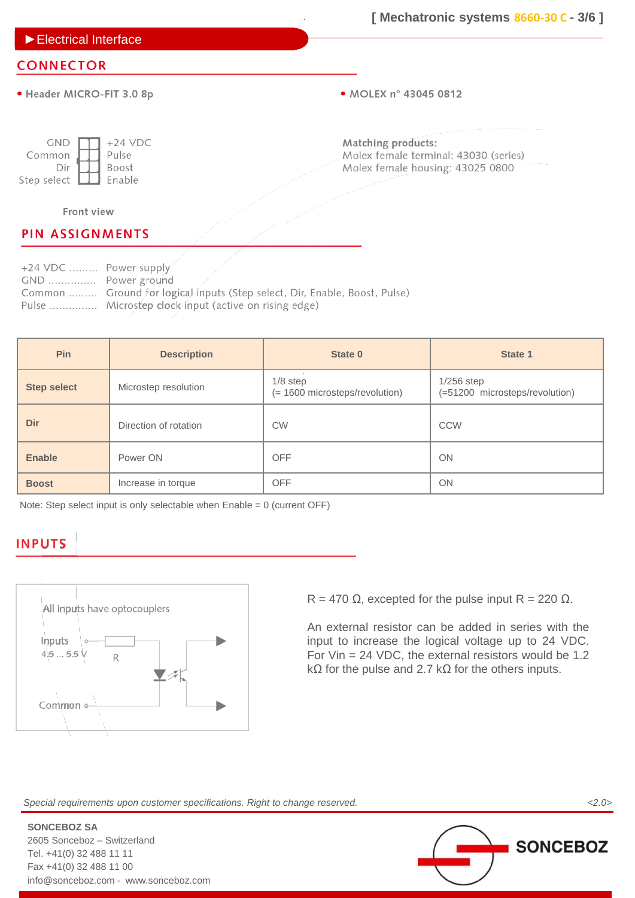## ► Electrical Interface

### CONNECTOR

- Header MICRO-FIT 3.0 8p
- MOLEX n° 43045 0812

| | | |
|---|---|---|
| GND | | +24 VDC |
| Common | | Pulse |
| Dir | | Boost |
| Step select | | Enable |

Front view

**Matching products:**
Molex female terminal: 43030 (series)
Molex female housing: 43025 0800

### PIN ASSIGNMENTS

+24 VDC ......... Power supply
GND ............... Power ground
Common ......... Ground for logical inputs (Step select, Dir, Enable, Boost, Pulse)
Pulse ............... Microstep clock input (active on rising edge)

| Pin | Description | State 0 | State 1 |
|---|---|---|---|
| **Step select** | Microstep resolution | 1/8 step (= 1600 microsteps/revolution) | 1/256 step (=51200 microsteps/revolution) |
| **Dir** | Direction of rotation | CW | CCW |
| **Enable** | Power ON | OFF | ON |
| **Boost** | Increase in torque | OFF | ON |

Note: Step select input is only selectable when Enable = 0 (current OFF)

### INPUTS

All inputs have optocouplers

Inputs 4.5 ... 5.5 V — R — Common

R = 470 Ω, excepted for the pulse input R = 220 Ω.

An external resistor can be added in series with the input to increase the logical voltage up to 24 VDC. For Vin = 24 VDC, the external resistors would be 1.2 kΩ for the pulse and 2.7 kΩ for the others inputs.

*Special requirements upon customer specifications. Right to change reserved.* <2.0>

**SONCEBOZ SA**
2605 Sonceboz – Switzerland
Tel. +41(0) 32 488 11 11
Fax +41(0) 32 488 11 00
info@sonceboz.com - www.sonceboz.com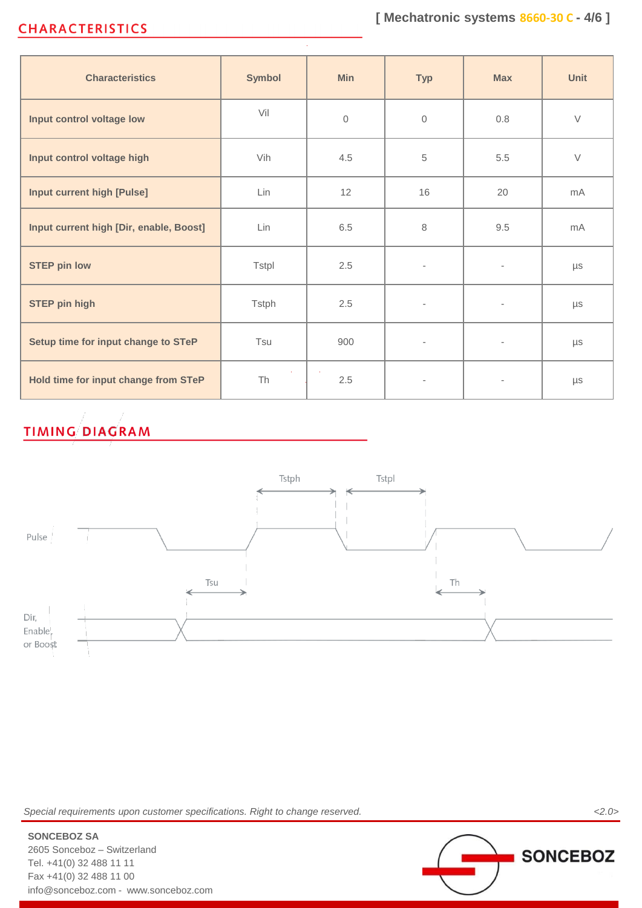## CHARACTERISTICS

| Characteristics | Symbol | Min | Typ | Max | Unit |
|---|---|---|---|---|---|
| **Input control voltage low** | Vil | 0 | 0 | 0.8 | V |
| **Input control voltage high** | Vih | 4.5 | 5 | 5.5 | V |
| **Input current high [Pulse]** | Lin | 12 | 16 | 20 | mA |
| **Input current high [Dir, enable, Boost]** | Lin | 6.5 | 8 | 9.5 | mA |
| **STEP pin low** | Tstpl | 2.5 | - | - | µs |
| **STEP pin high** | Tstph | 2.5 | - | - | µs |
| **Setup time for input change to STeP** | Tsu | 900 | - | - | µs |
| **Hold time for input change from STeP** | Th | 2.5 | - | - | µs |

## TIMING DIAGRAM

Tstph Tstpl

Pulse

Tsu Th

Dir, Enable or Boost

*Special requirements upon customer specifications. Right to change reserved.* <2.0>

**SONCEBOZ SA**
2605 Sonceboz – Switzerland
Tel. +41(0) 32 488 11 11
Fax +41(0) 32 488 11 00
info@sonceboz.com - www.sonceboz.com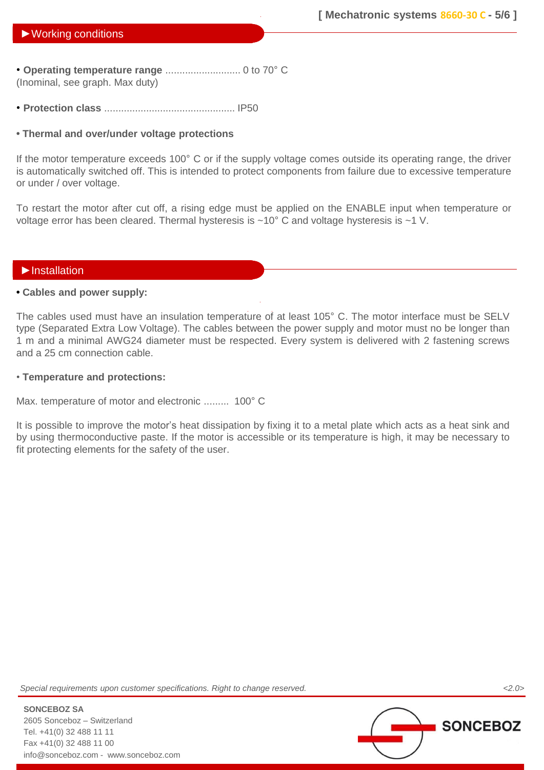## ►Working conditions

- **Operating temperature range** ........................... 0 to 70° C
(Inominal, see graph. Max duty)

- **Protection class** ............................................... IP50

- **Thermal and over/under voltage protections**

If the motor temperature exceeds 100° C or if the supply voltage comes outside its operating range, the driver is automatically switched off. This is intended to protect components from failure due to excessive temperature or under / over voltage.

To restart the motor after cut off, a rising edge must be applied on the ENABLE input when temperature or voltage error has been cleared. Thermal hysteresis is ~10° C and voltage hysteresis is ~1 V.

## ►Installation

- **Cables and power supply:**

The cables used must have an insulation temperature of at least 105° C. The motor interface must be SELV type (Separated Extra Low Voltage). The cables between the power supply and motor must no be longer than 1 m and a minimal AWG24 diameter must be respected. Every system is delivered with 2 fastening screws and a 25 cm connection cable.

- **Temperature and protections:**

Max. temperature of motor and electronic ......... 100° C

It is possible to improve the motor's heat dissipation by fixing it to a metal plate which acts as a heat sink and by using thermoconductive paste. If the motor is accessible or its temperature is high, it may be necessary to fit protecting elements for the safety of the user.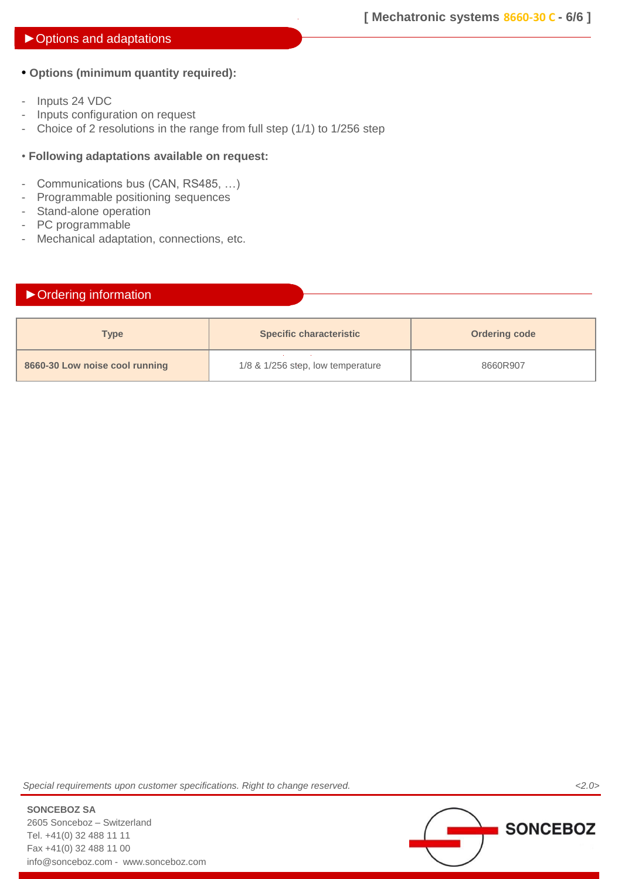## ►Options and adaptations

**• Options (minimum quantity required):**

- Inputs 24 VDC
- Inputs configuration on request
- Choice of 2 resolutions in the range from full step (1/1) to 1/256 step

**• Following adaptations available on request:**

- Communications bus (CAN, RS485, …)
- Programmable positioning sequences
- Stand-alone operation
- PC programmable
- Mechanical adaptation, connections, etc.

## ►Ordering information

| Type | Specific characteristic | Ordering code |
|---|---|---|
| **8660-30 Low noise cool running** | 1/8 & 1/256 step, low temperature | 8660R907 |

*Special requirements upon customer specifications. Right to change reserved.*

*<2.0>*

**SONCEBOZ SA**
2605 Sonceboz – Switzerland
Tel. +41(0) 32 488 11 11
Fax +41(0) 32 488 11 00
info@sonceboz.com - www.sonceboz.com

SONCEBOZ